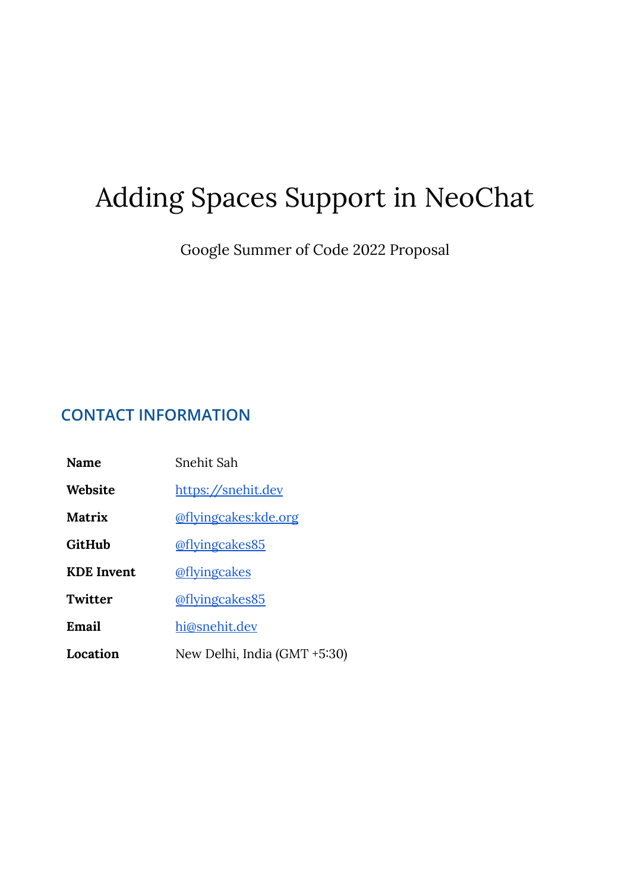# Adding Spaces Support in NeoChat

Google Summer of Code 2022 Proposal

## CONTACT INFORMATION

| | |
|---|---|
| **Name** | Snehit Sah |
| **Website** | https://snehit.dev |
| **Matrix** | @flyingcakes:kde.org |
| **GitHub** | @flyingcakes85 |
| **KDE Invent** | @flyingcakes |
| **Twitter** | @flyingcakes85 |
| **Email** | hi@snehit.dev |
| **Location** | New Delhi, India (GMT +5:30) |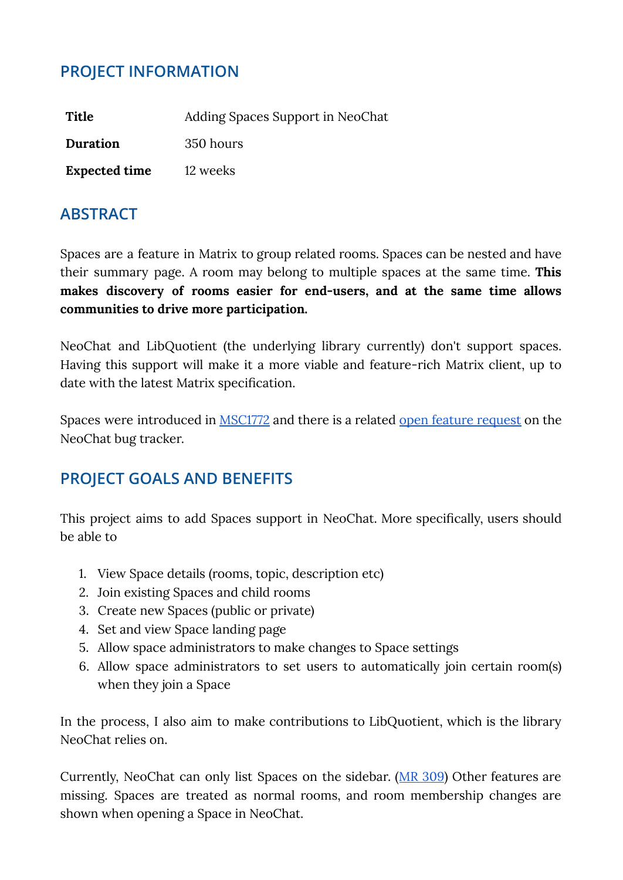## PROJECT INFORMATION

| Title | Adding Spaces Support in NeoChat |
|---|---|
| Duration | 350 hours |
| Expected time | 12 weeks |

## ABSTRACT

Spaces are a feature in Matrix to group related rooms. Spaces can be nested and have their summary page. A room may belong to multiple spaces at the same time. **This makes discovery of rooms easier for end-users, and at the same time allows communities to drive more participation.**

NeoChat and LibQuotient (the underlying library currently) don't support spaces. Having this support will make it a more viable and feature-rich Matrix client, up to date with the latest Matrix specification.

Spaces were introduced in MSC1772 and there is a related open feature request on the NeoChat bug tracker.

## PROJECT GOALS AND BENEFITS

This project aims to add Spaces support in NeoChat. More specifically, users should be able to

1. View Space details (rooms, topic, description etc)
2. Join existing Spaces and child rooms
3. Create new Spaces (public or private)
4. Set and view Space landing page
5. Allow space administrators to make changes to Space settings
6. Allow space administrators to set users to automatically join certain room(s) when they join a Space

In the process, I also aim to make contributions to LibQuotient, which is the library NeoChat relies on.

Currently, NeoChat can only list Spaces on the sidebar. (MR 309) Other features are missing. Spaces are treated as normal rooms, and room membership changes are shown when opening a Space in NeoChat.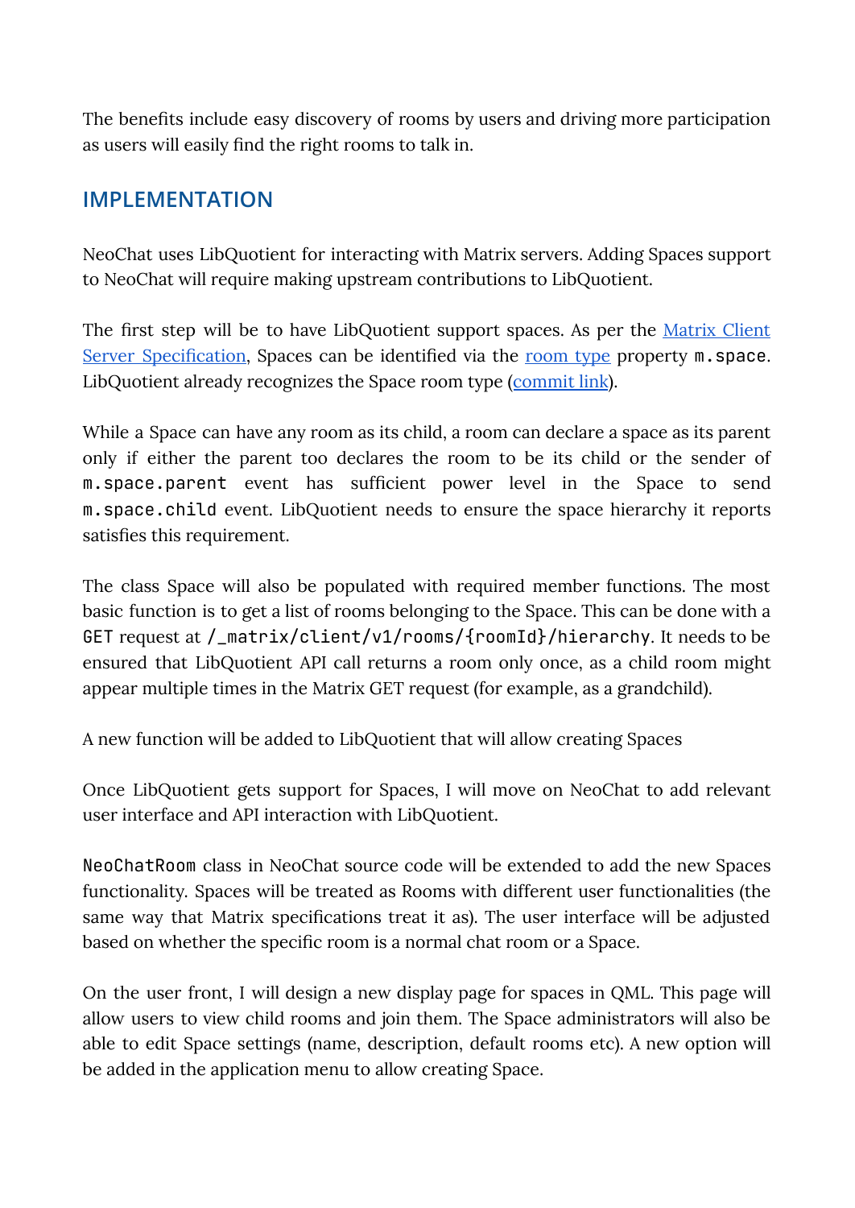The benefits include easy discovery of rooms by users and driving more participation as users will easily find the right rooms to talk in.

## IMPLEMENTATION

NeoChat uses LibQuotient for interacting with Matrix servers. Adding Spaces support to NeoChat will require making upstream contributions to LibQuotient.

The first step will be to have LibQuotient support spaces. As per the [Matrix Client Server Specification](), Spaces can be identified via the [room type]() property `m.space`. LibQuotient already recognizes the Space room type ([commit link]()).

While a Space can have any room as its child, a room can declare a space as its parent only if either the parent too declares the room to be its child or the sender of `m.space.parent` event has sufficient power level in the Space to send `m.space.child` event. LibQuotient needs to ensure the space hierarchy it reports satisfies this requirement.

The class Space will also be populated with required member functions. The most basic function is to get a list of rooms belonging to the Space. This can be done with a `GET` request at `/_matrix/client/v1/rooms/{roomId}/hierarchy`. It needs to be ensured that LibQuotient API call returns a room only once, as a child room might appear multiple times in the Matrix GET request (for example, as a grandchild).

A new function will be added to LibQuotient that will allow creating Spaces

Once LibQuotient gets support for Spaces, I will move on NeoChat to add relevant user interface and API interaction with LibQuotient.

`NeoChatRoom` class in NeoChat source code will be extended to add the new Spaces functionality. Spaces will be treated as Rooms with different user functionalities (the same way that Matrix specifications treat it as). The user interface will be adjusted based on whether the specific room is a normal chat room or a Space.

On the user front, I will design a new display page for spaces in QML. This page will allow users to view child rooms and join them. The Space administrators will also be able to edit Space settings (name, description, default rooms etc). A new option will be added in the application menu to allow creating Space.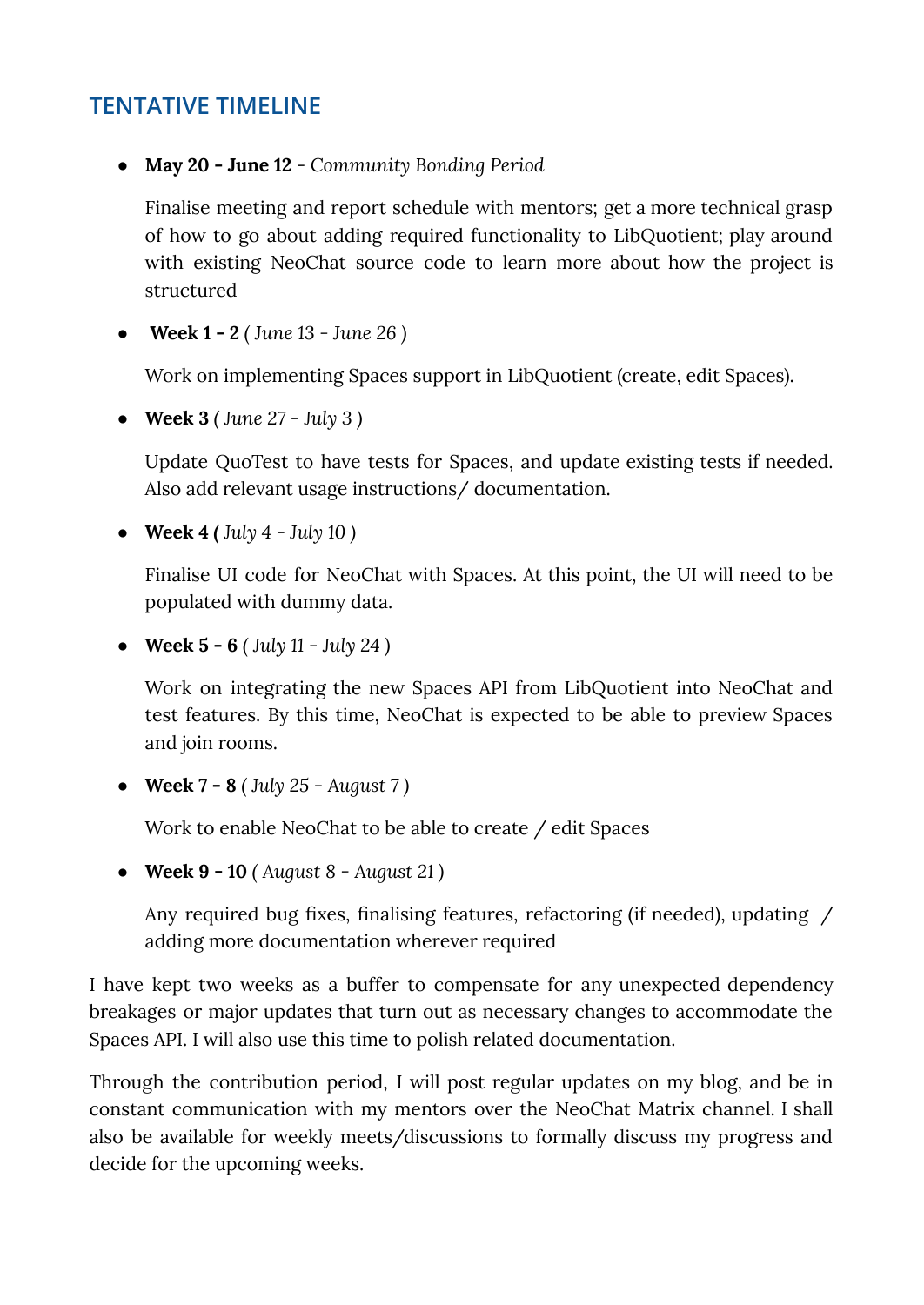## TENTATIVE TIMELINE

- **May 20 - June 12** - *Community Bonding Period*

  Finalise meeting and report schedule with mentors; get a more technical grasp of how to go about adding required functionality to LibQuotient; play around with existing NeoChat source code to learn more about how the project is structured

- **Week 1 - 2** ( *June 13 - June 26* )

  Work on implementing Spaces support in LibQuotient (create, edit Spaces).

- **Week 3** ( *June 27 - July 3* )

  Update QuoTest to have tests for Spaces, and update existing tests if needed. Also add relevant usage instructions/ documentation.

- **Week 4 (** *July 4 - July 10* )

  Finalise UI code for NeoChat with Spaces. At this point, the UI will need to be populated with dummy data.

- **Week 5 - 6** ( *July 11 - July 24* )

  Work on integrating the new Spaces API from LibQuotient into NeoChat and test features. By this time, NeoChat is expected to be able to preview Spaces and join rooms.

- **Week 7 - 8** ( *July 25 - August 7* )

  Work to enable NeoChat to be able to create / edit Spaces

- **Week 9 - 10** ( *August 8 - August 21* )

  Any required bug fixes, finalising features, refactoring (if needed), updating / adding more documentation wherever required

I have kept two weeks as a buffer to compensate for any unexpected dependency breakages or major updates that turn out as necessary changes to accommodate the Spaces API. I will also use this time to polish related documentation.

Through the contribution period, I will post regular updates on my blog, and be in constant communication with my mentors over the NeoChat Matrix channel. I shall also be available for weekly meets/discussions to formally discuss my progress and decide for the upcoming weeks.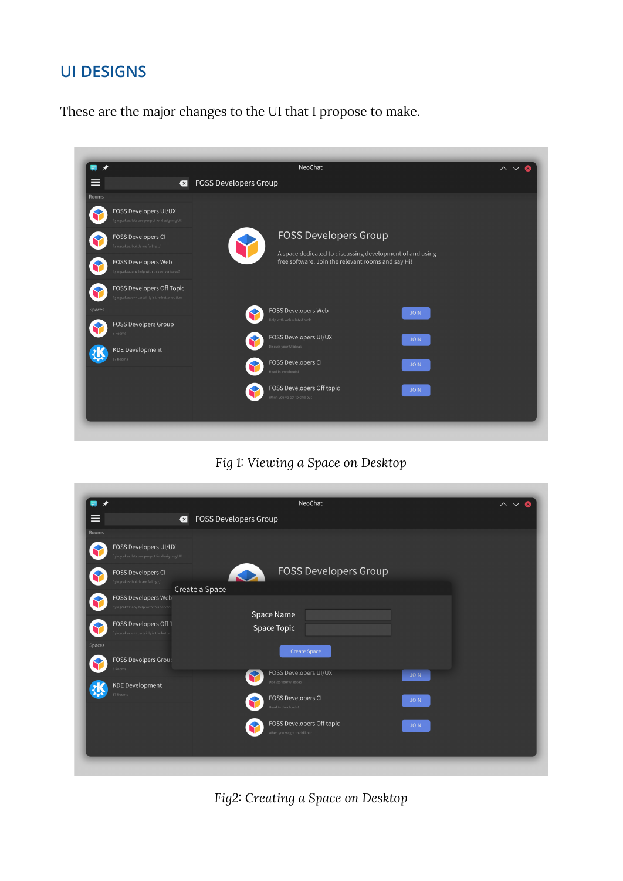## UI DESIGNS

These are the major changes to the UI that I propose to make.

Fig 1: Viewing a Space on Desktop

Fig2: Creating a Space on Desktop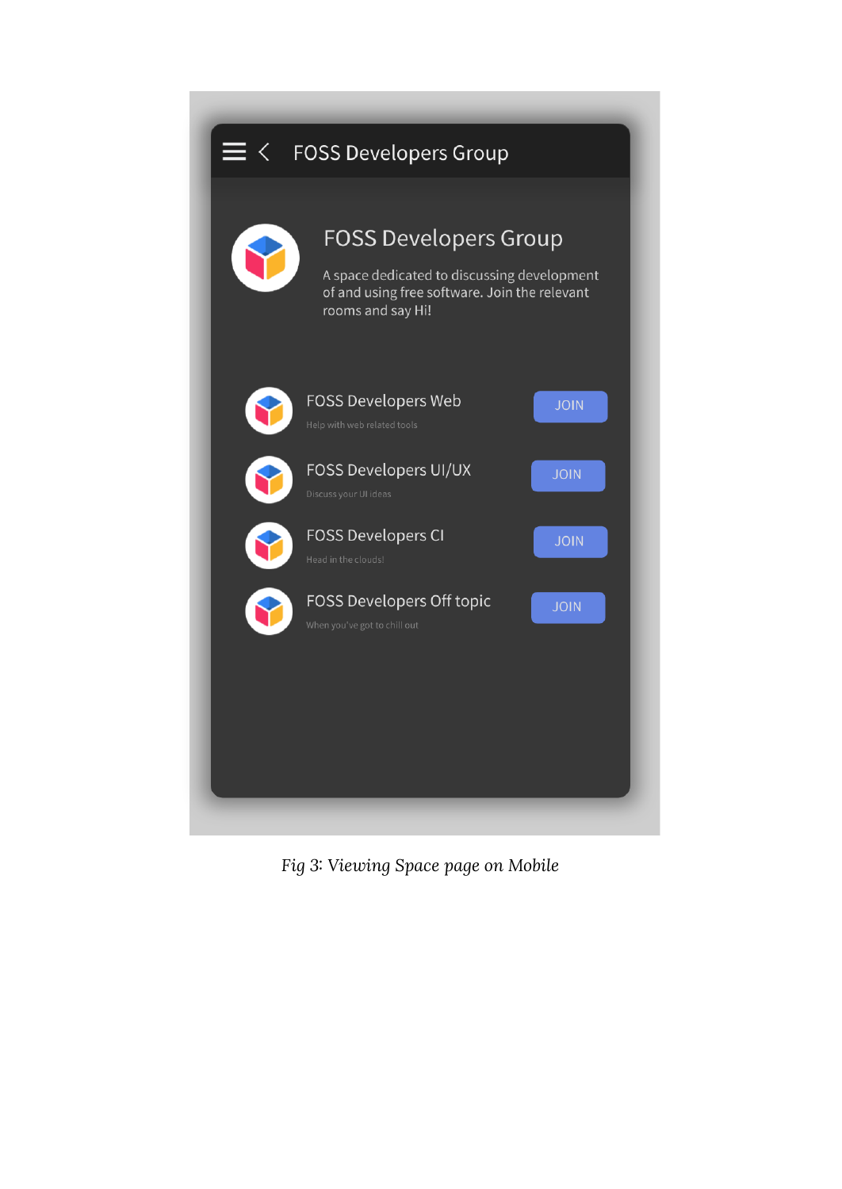*Fig 3: Viewing Space page on Mobile*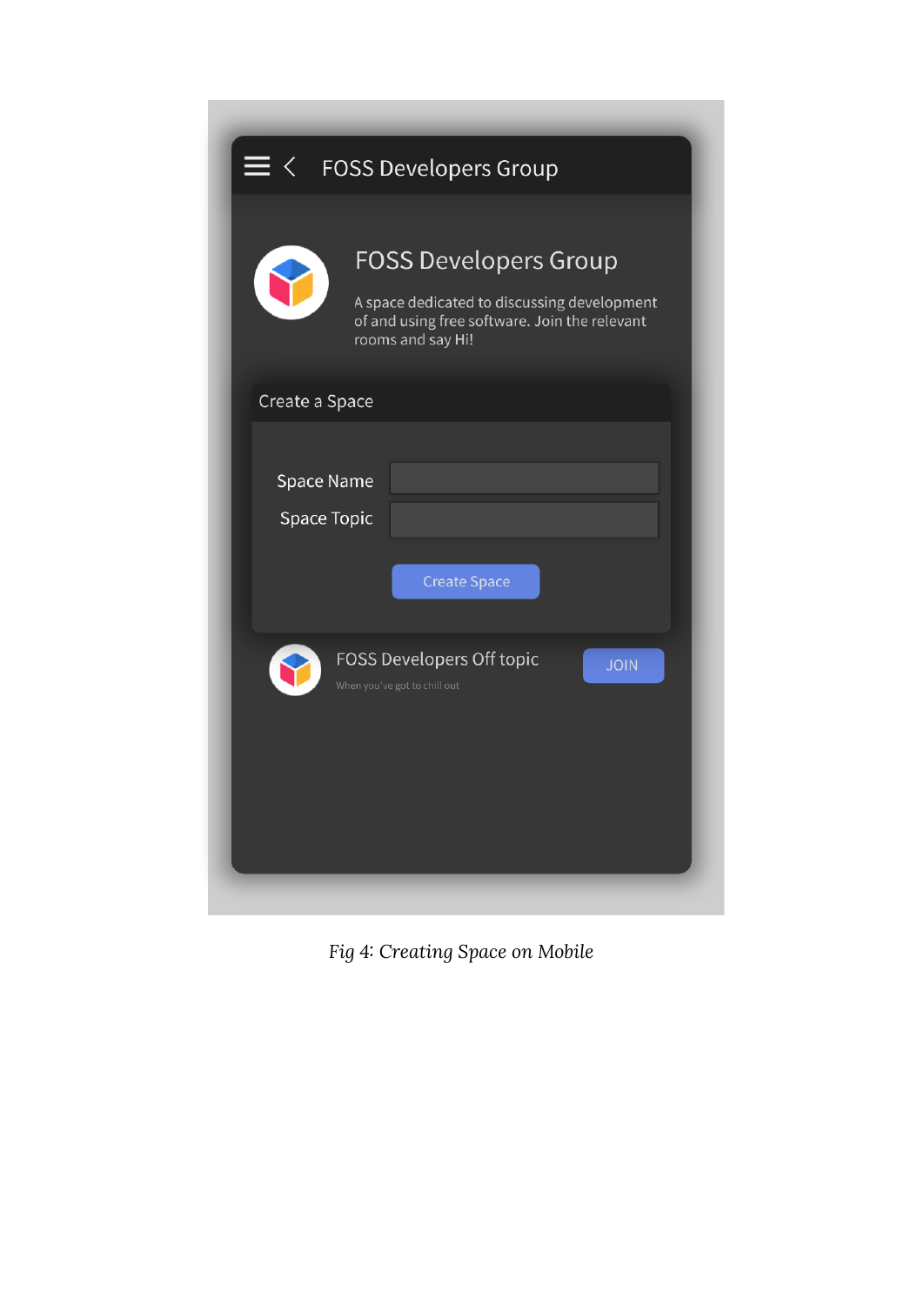FOSS Developers Group

FOSS Developers Group

A space dedicated to discussing development of and using free software. Join the relevant rooms and say Hi!

Create a Space

Space Name

Space Topic

Create Space

FOSS Developers Off topic

When you've got to chill out

JOIN

*Fig 4: Creating Space on Mobile*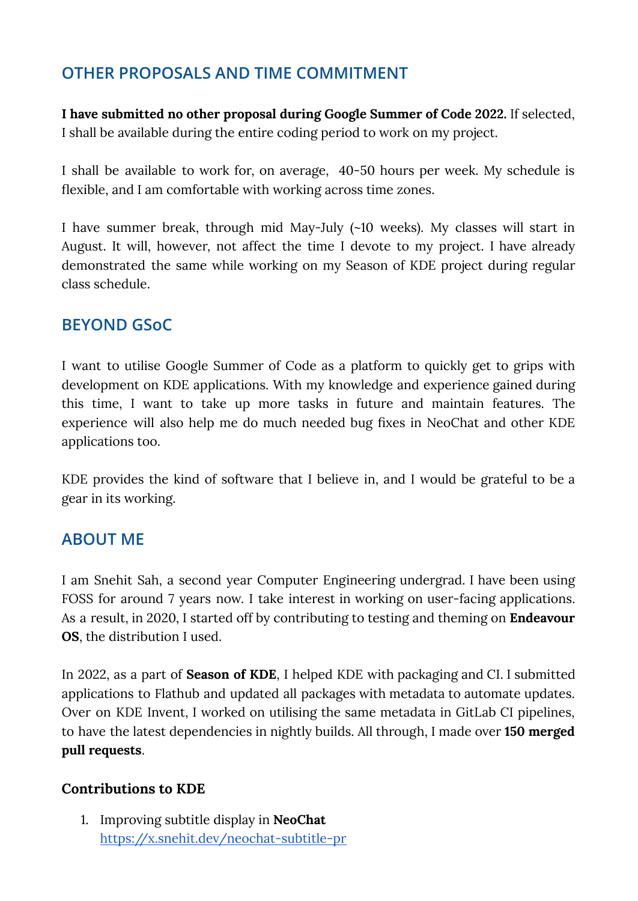## OTHER PROPOSALS AND TIME COMMITMENT

**I have submitted no other proposal during Google Summer of Code 2022.** If selected, I shall be available during the entire coding period to work on my project.

I shall be available to work for, on average,  40-50 hours per week. My schedule is flexible, and I am comfortable with working across time zones.

I have summer break, through mid May-July (~10 weeks). My classes will start in August. It will, however, not affect the time I devote to my project. I have already demonstrated the same while working on my Season of KDE project during regular class schedule.

## BEYOND GSoC

I want to utilise Google Summer of Code as a platform to quickly get to grips with development on KDE applications. With my knowledge and experience gained during this time, I want to take up more tasks in future and maintain features. The experience will also help me do much needed bug fixes in NeoChat and other KDE applications too.

KDE provides the kind of software that I believe in, and I would be grateful to be a gear in its working.

## ABOUT ME

I am Snehit Sah, a second year Computer Engineering undergrad. I have been using FOSS for around 7 years now. I take interest in working on user-facing applications. As a result, in 2020, I started off by contributing to testing and theming on **Endeavour OS**, the distribution I used.

In 2022, as a part of **Season of KDE**, I helped KDE with packaging and CI. I submitted applications to Flathub and updated all packages with metadata to automate updates. Over on KDE Invent, I worked on utilising the same metadata in GitLab CI pipelines, to have the latest dependencies in nightly builds. All through, I made over **150 merged pull requests**.

### Contributions to KDE

1. Improving subtitle display in **NeoChat**
   [https://x.snehit.dev/neochat-subtitle-pr](https://x.snehit.dev/neochat-subtitle-pr)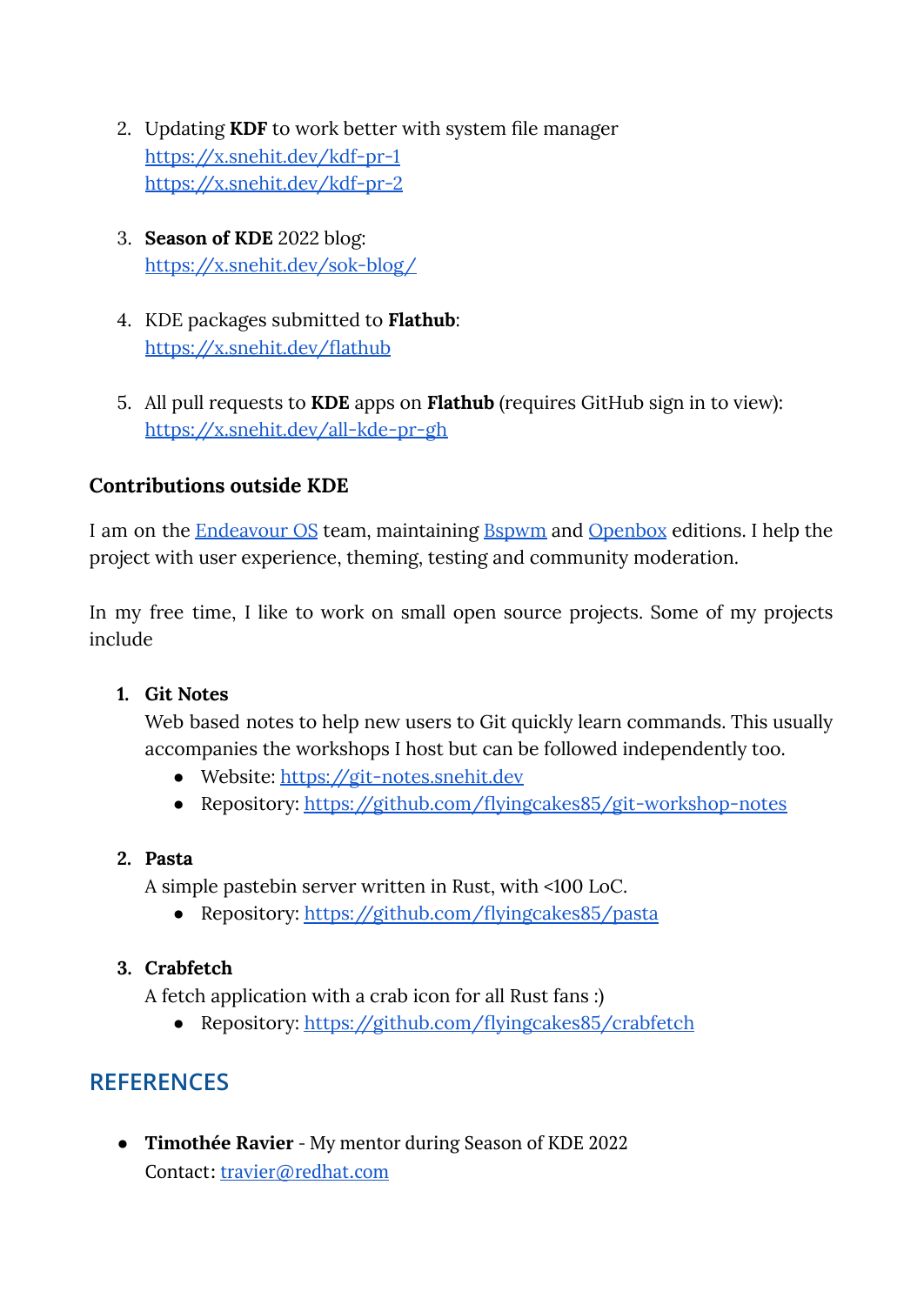2. Updating **KDF** to work better with system file manager
   [https://x.snehit.dev/kdf-pr-1](https://x.snehit.dev/kdf-pr-1)
   [https://x.snehit.dev/kdf-pr-2](https://x.snehit.dev/kdf-pr-2)

3. **Season of KDE** 2022 blog:
   [https://x.snehit.dev/sok-blog/](https://x.snehit.dev/sok-blog/)

4. KDE packages submitted to **Flathub**:
   [https://x.snehit.dev/flathub](https://x.snehit.dev/flathub)

5. All pull requests to **KDE** apps on **Flathub** (requires GitHub sign in to view):
   [https://x.snehit.dev/all-kde-pr-gh](https://x.snehit.dev/all-kde-pr-gh)

### Contributions outside KDE

I am on the Endeavour OS team, maintaining Bspwm and Openbox editions. I help the project with user experience, theming, testing and community moderation.

In my free time, I like to work on small open source projects. Some of my projects include

1. **Git Notes**
   Web based notes to help new users to Git quickly learn commands. This usually accompanies the workshops I host but can be followed independently too.
   - Website: [https://git-notes.snehit.dev](https://git-notes.snehit.dev)
   - Repository: [https://github.com/flyingcakes85/git-workshop-notes](https://github.com/flyingcakes85/git-workshop-notes)

2. **Pasta**
   A simple pastebin server written in Rust, with <100 LoC.
   - Repository: [https://github.com/flyingcakes85/pasta](https://github.com/flyingcakes85/pasta)

3. **Crabfetch**
   A fetch application with a crab icon for all Rust fans :)
   - Repository: [https://github.com/flyingcakes85/crabfetch](https://github.com/flyingcakes85/crabfetch)

## REFERENCES

- **Timothée Ravier** - My mentor during Season of KDE 2022
  Contact: [travier@redhat.com](mailto:travier@redhat.com)